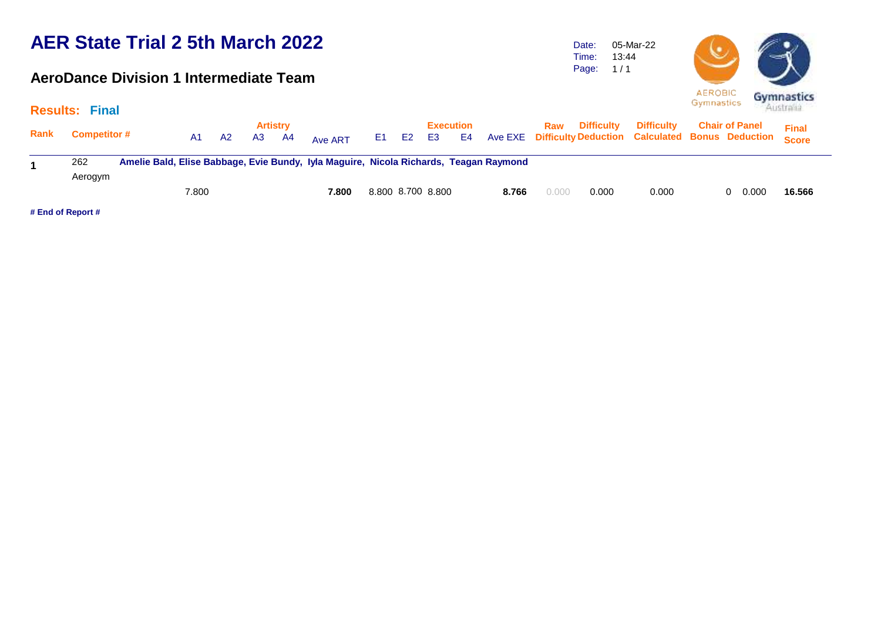# AER State Trial 2 5th March 2022

## AeroDance Division 1 Intermediate Team

Date: 05-Mar-22
Time: 13:44
Page: 1 / 1

AEROBIC Gymnastics
Gymnastics Australia

**Results: Final**

| Rank | Competitor # | Artistry A1 | A2 | A3 | A4 | Ave ART | Execution E1 | E2 | E3 | E4 | Ave EXE | Raw Difficulty | Difficulty Deduction | Difficulty Calculated | Chair of Panel Bonus | Deduction | Final Score |
|---|---|---|---|---|---|---|---|---|---|---|---|---|---|---|---|---|---|
| **1** | 262 Aerogym — **Amelie Bald, Elise Babbage, Evie Bundy, Iyla Maguire, Nicola Richards, Teagan Raymond** | 7.800 | | | | **7.800** | 8.800 | 8.700 | 8.800 | | **8.766** | 0.000 | 0.000 | 0.000 | 0 | 0.000 | **16.566** |

**# End of Report #**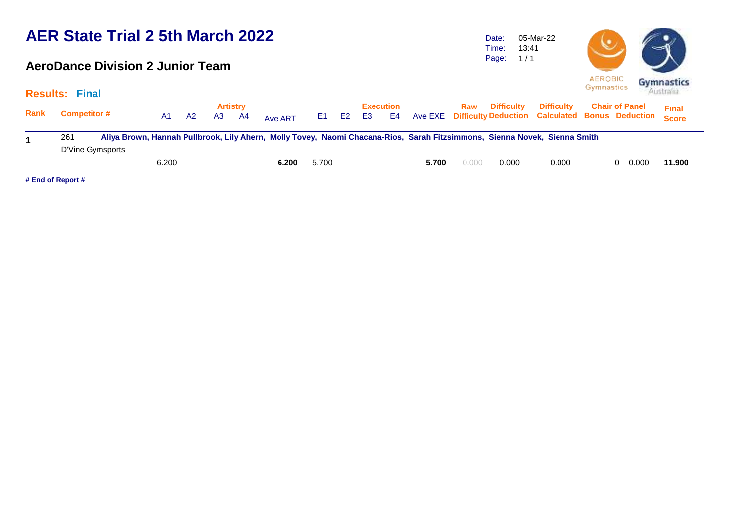# AER State Trial 2 5th March 2022

## AeroDance Division 2 Junior Team

Date: 05-Mar-22
Time: 13:41
Page: 1 / 1

### Results: Final

| Rank | Competitor # | A1 | A2 | A3 | A4 | Ave ART | E1 | E2 | E3 | E4 | Ave EXE | Raw Difficulty | Difficulty Deduction | Difficulty Calculated | Chair of Panel Bonus | Chair of Panel Deduction | Final Score |
|---|---|---|---|---|---|---|---|---|---|---|---|---|---|---|---|---|---|
| **1** | 261 **Aliya Brown, Hannah Pullbrook, Lily Ahern, Molly Tovey, Naomi Chacana-Rios, Sarah Fitzsimmons, Sienna Novek, Sienna Smith** | | | | | | | | | | | | | | | | |
| | D'Vine Gymsports | | | | | | | | | | | | | | | | |
| | | 6.200 | | | | **6.200** | 5.700 | | | | **5.700** | 0.000 | 0.000 | 0.000 | 0 | 0.000 | **11.900** |

**# End of Report #**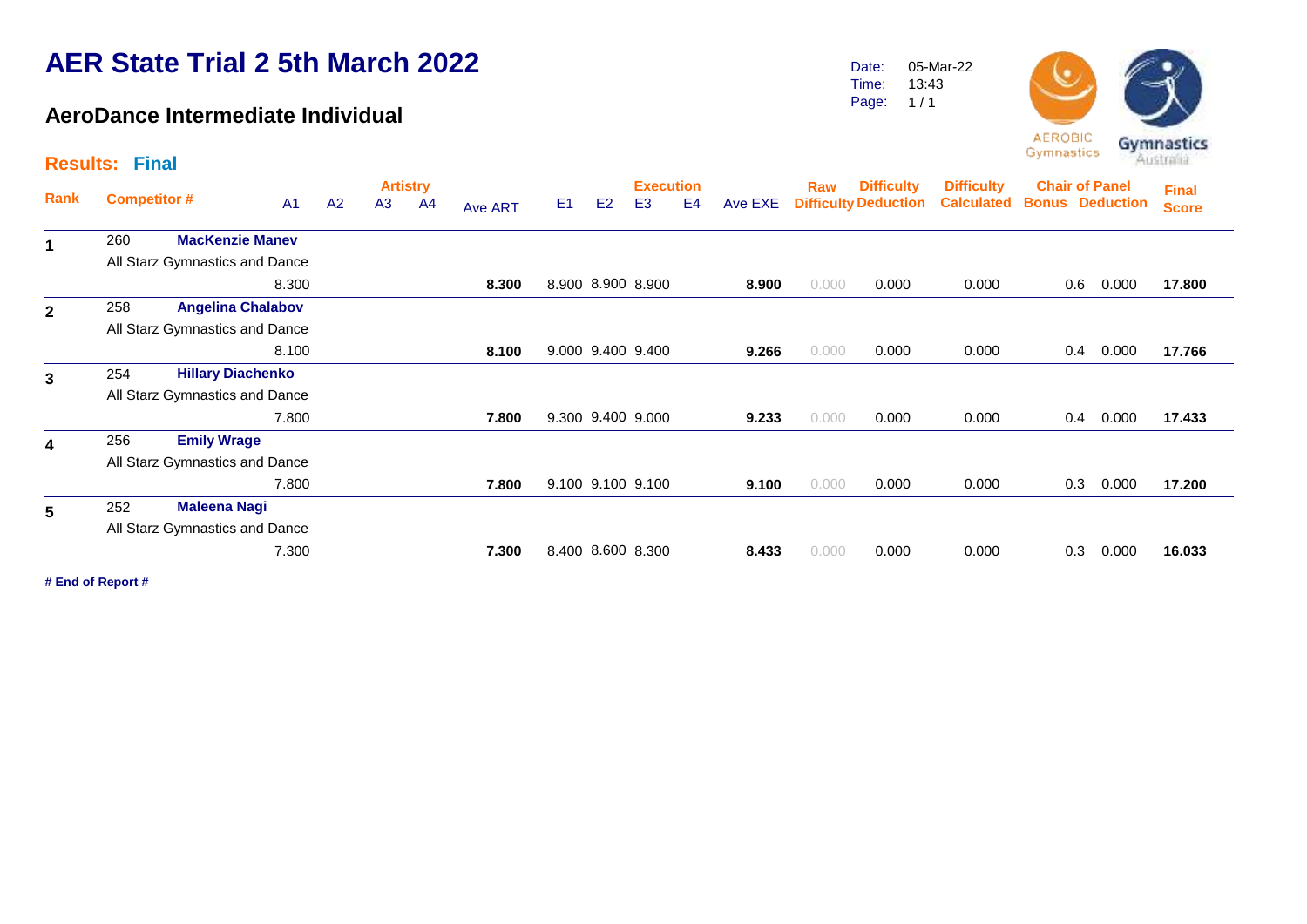# AER State Trial 2 5th March 2022

## AeroDance Intermediate Individual

Date: 05-Mar-22
Time: 13:43
Page: 1 / 1

### Results: Final

| Rank | Competitor # | | Artistry A1 | A2 | A3 | A4 | Ave ART | Execution E1 | E2 | E3 | E4 | Ave EXE | Raw Difficulty | Difficulty Deduction | Difficulty Calculated | Chair of Panel Bonus | Chair of Panel Deduction | Final Score |
|---|---|---|---|---|---|---|---|---|---|---|---|---|---|---|---|---|---|---|
| 1 | 260 | **MacKenzie Manev** | | | | | | | | | | | | | | | | |
| | All Starz Gymnastics and Dance | | | | | | | | | | | | | | | | | |
| | | | 8.300 | | | | **8.300** | 8.900 | 8.900 | 8.900 | | **8.900** | 0.000 | 0.000 | 0.000 | 0.6 | 0.000 | **17.800** |
| 2 | 258 | **Angelina Chalabov** | | | | | | | | | | | | | | | | |
| | All Starz Gymnastics and Dance | | | | | | | | | | | | | | | | | |
| | | | 8.100 | | | | **8.100** | 9.000 | 9.400 | 9.400 | | **9.266** | 0.000 | 0.000 | 0.000 | 0.4 | 0.000 | **17.766** |
| 3 | 254 | **Hillary Diachenko** | | | | | | | | | | | | | | | | |
| | All Starz Gymnastics and Dance | | | | | | | | | | | | | | | | | |
| | | | 7.800 | | | | **7.800** | 9.300 | 9.400 | 9.000 | | **9.233** | 0.000 | 0.000 | 0.000 | 0.4 | 0.000 | **17.433** |
| 4 | 256 | **Emily Wrage** | | | | | | | | | | | | | | | | |
| | All Starz Gymnastics and Dance | | | | | | | | | | | | | | | | | |
| | | | 7.800 | | | | **7.800** | 9.100 | 9.100 | 9.100 | | **9.100** | 0.000 | 0.000 | 0.000 | 0.3 | 0.000 | **17.200** |
| 5 | 252 | **Maleena Nagi** | | | | | | | | | | | | | | | | |
| | All Starz Gymnastics and Dance | | | | | | | | | | | | | | | | | |
| | | | 7.300 | | | | **7.300** | 8.400 | 8.600 | 8.300 | | **8.433** | 0.000 | 0.000 | 0.000 | 0.3 | 0.000 | **16.033** |

**# End of Report #**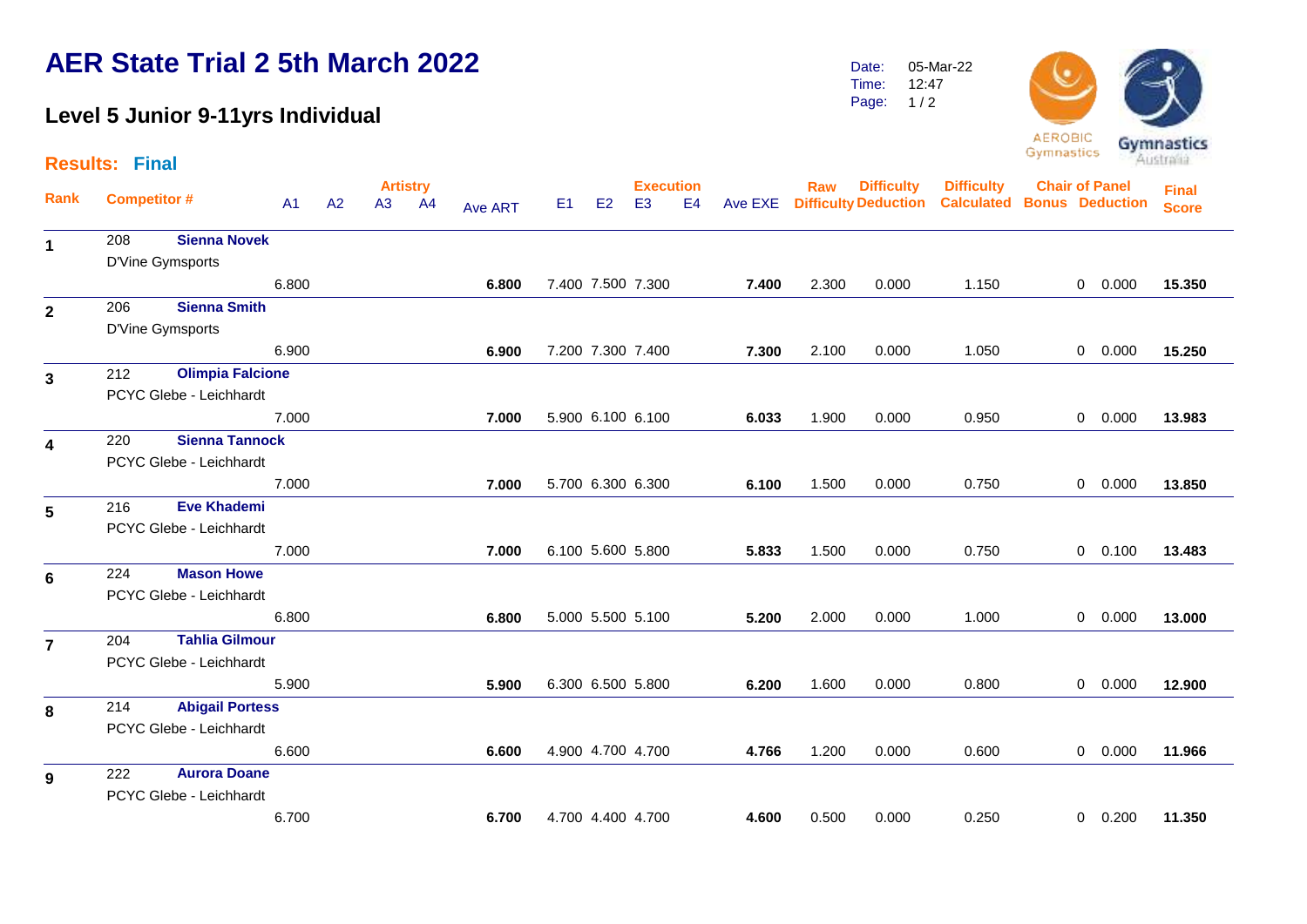# AER State Trial 2 5th March 2022

## Level 5 Junior 9-11yrs Individual

Date: 05-Mar-22
Time: 12:47

**Results: Final**

| Rank | Competitor # | | Artistry A1 | A2 | A3 | A4 | Ave ART | Execution E1 | E2 | E3 | E4 | Ave EXE | Raw Difficulty | Difficulty Deduction | Difficulty Calculated | Chair of Panel Bonus | Deduction | Final Score |
|---|---|---|---|---|---|---|---|---|---|---|---|---|---|---|---|---|---|---|
| 1 | 208 | **Sienna Novek** — D'Vine Gymsports | 6.800 | | | | **6.800** | 7.400 | 7.500 | 7.300 | | **7.400** | 2.300 | 0.000 | 1.150 | 0 | 0.000 | **15.350** |
| 2 | 206 | **Sienna Smith** — D'Vine Gymsports | 6.900 | | | | **6.900** | 7.200 | 7.300 | 7.400 | | **7.300** | 2.100 | 0.000 | 1.050 | 0 | 0.000 | **15.250** |
| 3 | 212 | **Olimpia Falcione** — PCYC Glebe - Leichhardt | 7.000 | | | | **7.000** | 5.900 | 6.100 | 6.100 | | **6.033** | 1.900 | 0.000 | 0.950 | 0 | 0.000 | **13.983** |
| 4 | 220 | **Sienna Tannock** — PCYC Glebe - Leichhardt | 7.000 | | | | **7.000** | 5.700 | 6.300 | 6.300 | | **6.100** | 1.500 | 0.000 | 0.750 | 0 | 0.000 | **13.850** |
| 5 | 216 | **Eve Khademi** — PCYC Glebe - Leichhardt | 7.000 | | | | **7.000** | 6.100 | 5.600 | 5.800 | | **5.833** | 1.500 | 0.000 | 0.750 | 0 | 0.100 | **13.483** |
| 6 | 224 | **Mason Howe** — PCYC Glebe - Leichhardt | 6.800 | | | | **6.800** | 5.000 | 5.500 | 5.100 | | **5.200** | 2.000 | 0.000 | 1.000 | 0 | 0.000 | **13.000** |
| 7 | 204 | **Tahlia Gilmour** — PCYC Glebe - Leichhardt | 5.900 | | | | **5.900** | 6.300 | 6.500 | 5.800 | | **6.200** | 1.600 | 0.000 | 0.800 | 0 | 0.000 | **12.900** |
| 8 | 214 | **Abigail Portess** — PCYC Glebe - Leichhardt | 6.600 | | | | **6.600** | 4.900 | 4.700 | 4.700 | | **4.766** | 1.200 | 0.000 | 0.600 | 0 | 0.000 | **11.966** |
| 9 | 222 | **Aurora Doane** — PCYC Glebe - Leichhardt | 6.700 | | | | **6.700** | 4.700 | 4.400 | 4.700 | | **4.600** | 0.500 | 0.000 | 0.250 | 0 | 0.200 | **11.350** |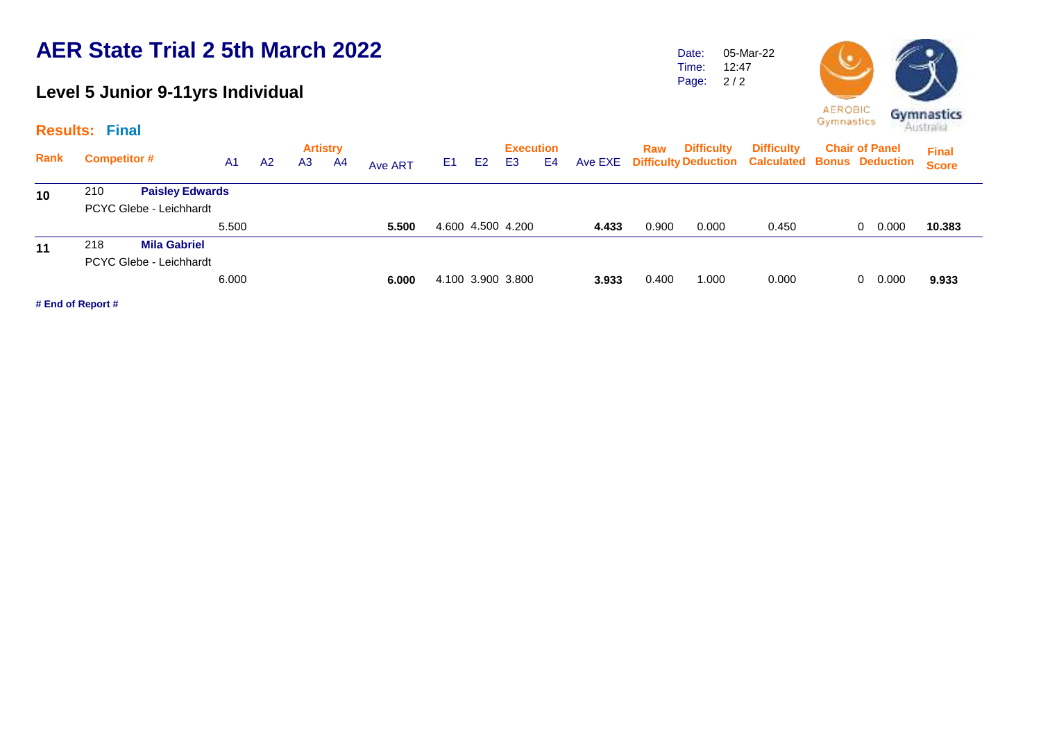# AER State Trial 2 5th March 2022

## Level 5 Junior 9-11yrs Individual

Date: 05-Mar-22
Time: 12:47

### Results: Final

| Rank | Competitor # | A1 | A2 | A3 | A4 | Ave ART | E1 | E2 | E3 | E4 | Ave EXE | Raw Difficulty | Difficulty Deduction | Difficulty Calculated | Chair of Panel Bonus | Chair of Panel Deduction | Final Score |
|---|---|---|---|---|---|---|---|---|---|---|---|---|---|---|---|---|---|
| 10 | 210 **Paisley Edwards** PCYC Glebe - Leichhardt | 5.500 | | | | **5.500** | 4.600 | 4.500 | 4.200 | | **4.433** | 0.900 | 0.000 | 0.450 | 0 | 0.000 | **10.383** |
| 11 | 218 **Mila Gabriel** PCYC Glebe - Leichhardt | 6.000 | | | | **6.000** | 4.100 | 3.900 | 3.800 | | **3.933** | 0.400 | 1.000 | 0.000 | 0 | 0.000 | **9.933** |

**# End of Report #**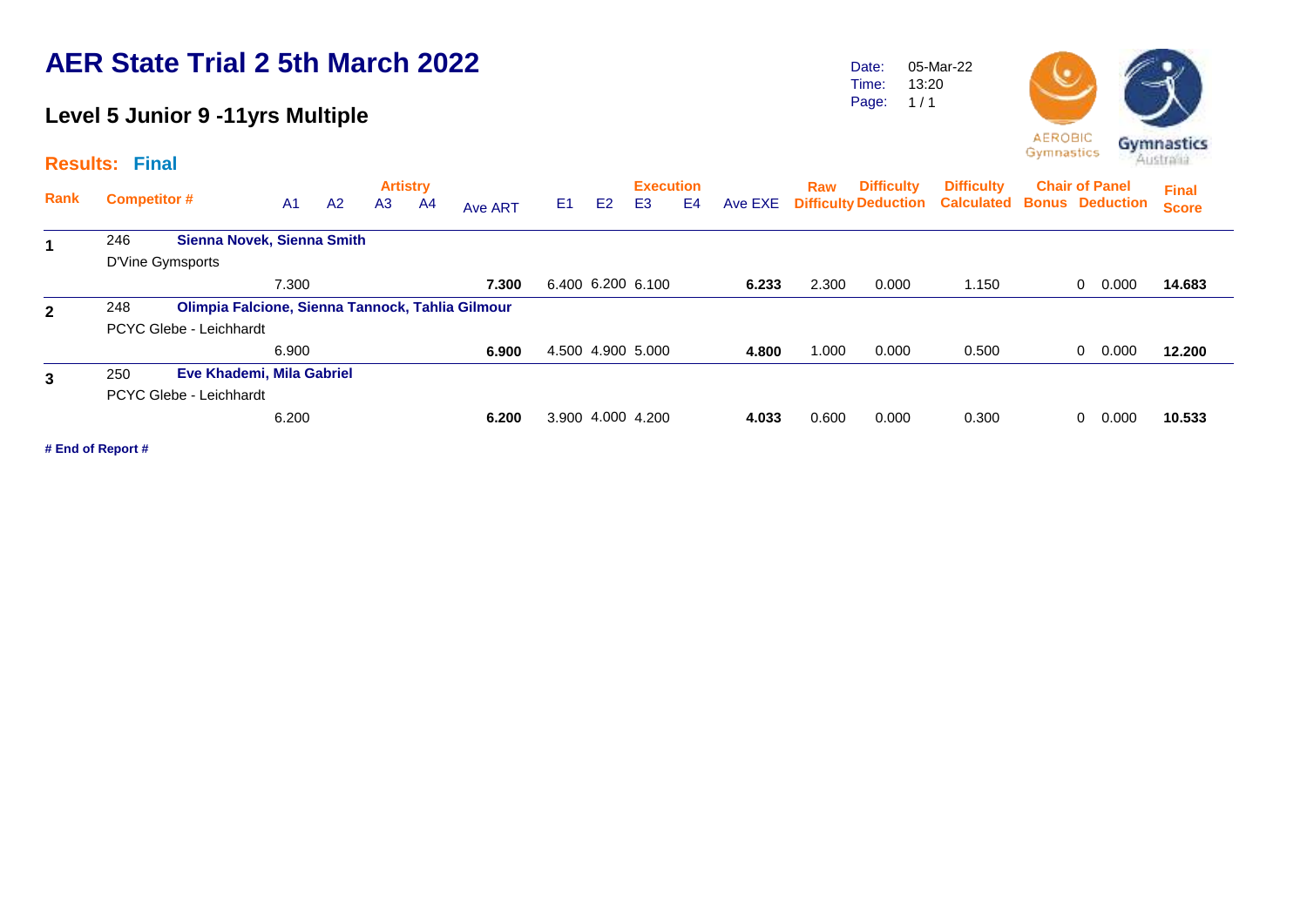# AER State Trial 2 5th March 2022

## Level 5 Junior 9 -11yrs Multiple

Date: 05-Mar-22
Time: 13:20
Page: 1 / 1

**Results: Final**

| Rank | Competitor # | | A1 | A2 | A3 | A4 | Ave ART | E1 | E2 | E3 | E4 | Ave EXE | Raw Difficulty | Difficulty Deduction | Difficulty Calculated | Chair of Panel Bonus | Chair of Panel Deduction | Final Score |
|---|---|---|---|---|---|---|---|---|---|---|---|---|---|---|---|---|---|---|
| 1 | 246 | Sienna Novek, Sienna Smith | | | | | | | | | | | | | | | | |
| | D'Vine Gymsports | | | | | | | | | | | | | | | | | |
| | | | 7.300 | | | | **7.300** | 6.400 | 6.200 | 6.100 | | **6.233** | 2.300 | 0.000 | 1.150 | 0 | 0.000 | **14.683** |
| 2 | 248 | Olimpia Falcione, Sienna Tannock, Tahlia Gilmour | | | | | | | | | | | | | | | | |
| | PCYC Glebe - Leichhardt | | | | | | | | | | | | | | | | | |
| | | | 6.900 | | | | **6.900** | 4.500 | 4.900 | 5.000 | | **4.800** | 1.000 | 0.000 | 0.500 | 0 | 0.000 | **12.200** |
| 3 | 250 | Eve Khademi, Mila Gabriel | | | | | | | | | | | | | | | | |
| | PCYC Glebe - Leichhardt | | | | | | | | | | | | | | | | | |
| | | | 6.200 | | | | **6.200** | 3.900 | 4.000 | 4.200 | | **4.033** | 0.600 | 0.000 | 0.300 | 0 | 0.000 | **10.533** |

**# End of Report #**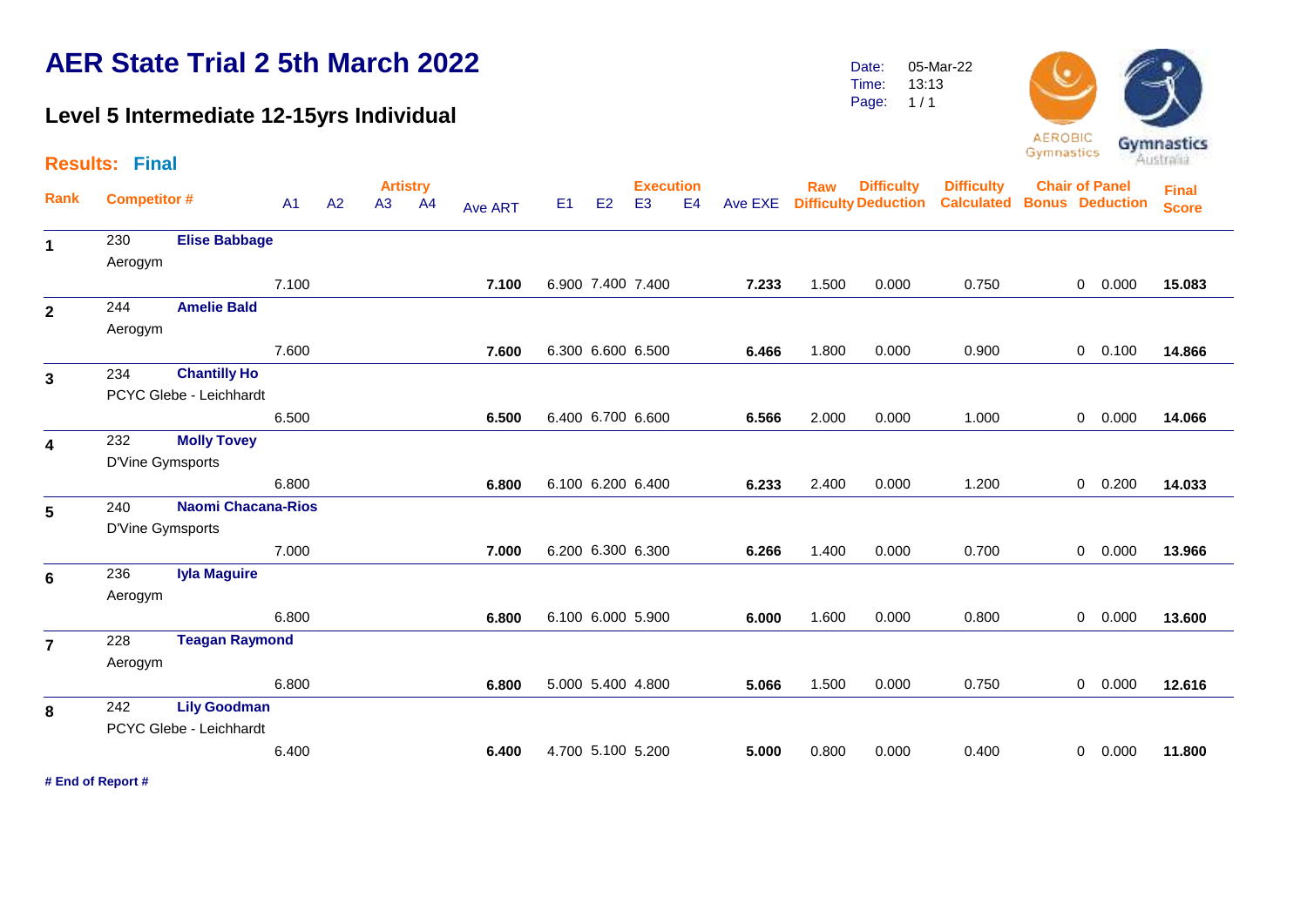# AER State Trial 2 5th March 2022

## Level 5 Intermediate 12-15yrs Individual

Date: 05-Mar-22
Time: 13:13

**Results: Final**

| Rank | Competitor # | | A1 | A2 | A3 | A4 | Ave ART | E1 | E2 | E3 | E4 | Ave EXE | Raw Difficulty | Difficulty Deduction | Difficulty Calculated | Chair of Panel Bonus | Chair of Panel Deduction | Final Score |
|---|---|---|---|---|---|---|---|---|---|---|---|---|---|---|---|---|---|---|
| **1** | 230 | **Elise Babbage** | | | | | | | | | | | | | | | | |
| | Aerogym | | | | | | | | | | | | | | | | | |
| | | | 7.100 | | | | **7.100** | 6.900 | 7.400 | 7.400 | | **7.233** | 1.500 | 0.000 | 0.750 | 0 | 0.000 | **15.083** |
| **2** | 244 | **Amelie Bald** | | | | | | | | | | | | | | | | |
| | Aerogym | | | | | | | | | | | | | | | | | |
| | | | 7.600 | | | | **7.600** | 6.300 | 6.600 | 6.500 | | **6.466** | 1.800 | 0.000 | 0.900 | 0 | 0.100 | **14.866** |
| **3** | 234 | **Chantilly Ho** | | | | | | | | | | | | | | | | |
| | PCYC Glebe - Leichhardt | | | | | | | | | | | | | | | | | |
| | | | 6.500 | | | | **6.500** | 6.400 | 6.700 | 6.600 | | **6.566** | 2.000 | 0.000 | 1.000 | 0 | 0.000 | **14.066** |
| **4** | 232 | **Molly Tovey** | | | | | | | | | | | | | | | | |
| | D'Vine Gymsports | | | | | | | | | | | | | | | | | |
| | | | 6.800 | | | | **6.800** | 6.100 | 6.200 | 6.400 | | **6.233** | 2.400 | 0.000 | 1.200 | 0 | 0.200 | **14.033** |
| **5** | 240 | **Naomi Chacana-Rios** | | | | | | | | | | | | | | | | |
| | D'Vine Gymsports | | | | | | | | | | | | | | | | | |
| | | | 7.000 | | | | **7.000** | 6.200 | 6.300 | 6.300 | | **6.266** | 1.400 | 0.000 | 0.700 | 0 | 0.000 | **13.966** |
| **6** | 236 | **Iyla Maguire** | | | | | | | | | | | | | | | | |
| | Aerogym | | | | | | | | | | | | | | | | | |
| | | | 6.800 | | | | **6.800** | 6.100 | 6.000 | 5.900 | | **6.000** | 1.600 | 0.000 | 0.800 | 0 | 0.000 | **13.600** |
| **7** | 228 | **Teagan Raymond** | | | | | | | | | | | | | | | | |
| | Aerogym | | | | | | | | | | | | | | | | | |
| | | | 6.800 | | | | **6.800** | 5.000 | 5.400 | 4.800 | | **5.066** | 1.500 | 0.000 | 0.750 | 0 | 0.000 | **12.616** |
| **8** | 242 | **Lily Goodman** | | | | | | | | | | | | | | | | |
| | PCYC Glebe - Leichhardt | | | | | | | | | | | | | | | | | |
| | | | 6.400 | | | | **6.400** | 4.700 | 5.100 | 5.200 | | **5.000** | 0.800 | 0.000 | 0.400 | 0 | 0.000 | **11.800** |

**# End of Report #**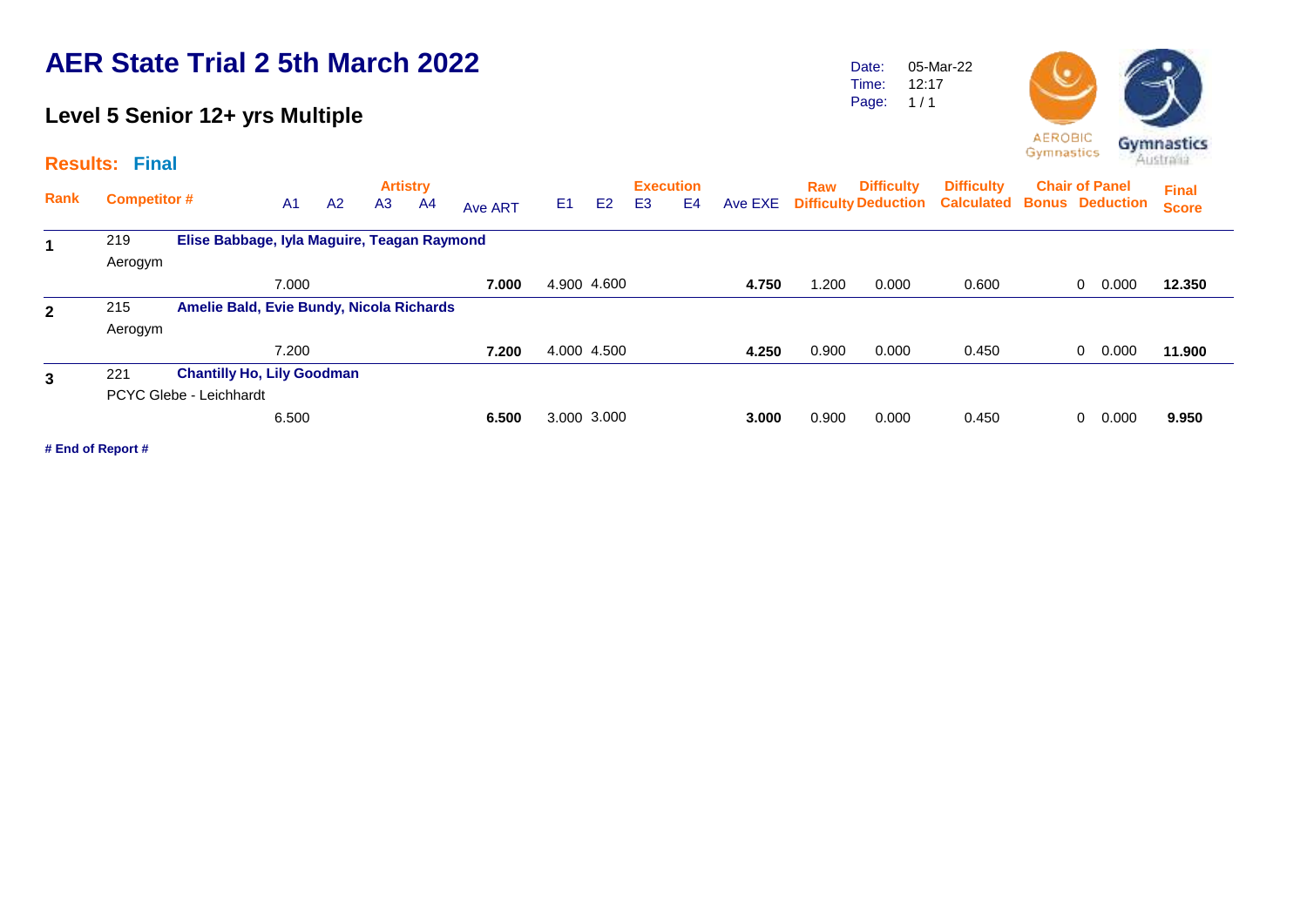# AER State Trial 2 5th March 2022

## Level 5 Senior 12+ yrs Multiple

Date: 05-Mar-22
Time: 12:17
Page: 1 / 1

AEROBIC Gymnastics
Gymnastics Australia

### Results: Final

| Rank | Competitor # | | A1 | A2 | A3 | A4 | Ave ART | E1 | E2 | E3 | E4 | Ave EXE | Raw Difficulty | Difficulty Deduction | Difficulty Calculated | Chair of Panel Bonus | Chair of Panel Deduction | Final Score |
|---|---|---|---|---|---|---|---|---|---|---|---|---|---|---|---|---|---|---|
| 1 | 219 | **Elise Babbage, Iyla Maguire, Teagan Raymond** | | | | | | | | | | | | | | | | |
| | Aerogym | | | | | | | | | | | | | | | | | |
| | | | 7.000 | | | | **7.000** | 4.900 | 4.600 | | | **4.750** | 1.200 | 0.000 | 0.600 | 0 | 0.000 | **12.350** |
| 2 | 215 | **Amelie Bald, Evie Bundy, Nicola Richards** | | | | | | | | | | | | | | | | |
| | Aerogym | | | | | | | | | | | | | | | | | |
| | | | 7.200 | | | | **7.200** | 4.000 | 4.500 | | | **4.250** | 0.900 | 0.000 | 0.450 | 0 | 0.000 | **11.900** |
| 3 | 221 | **Chantilly Ho, Lily Goodman** | | | | | | | | | | | | | | | | |
| | PCYC Glebe - Leichhardt | | | | | | | | | | | | | | | | | |
| | | | 6.500 | | | | **6.500** | 3.000 | 3.000 | | | **3.000** | 0.900 | 0.000 | 0.450 | 0 | 0.000 | **9.950** |

**# End of Report #**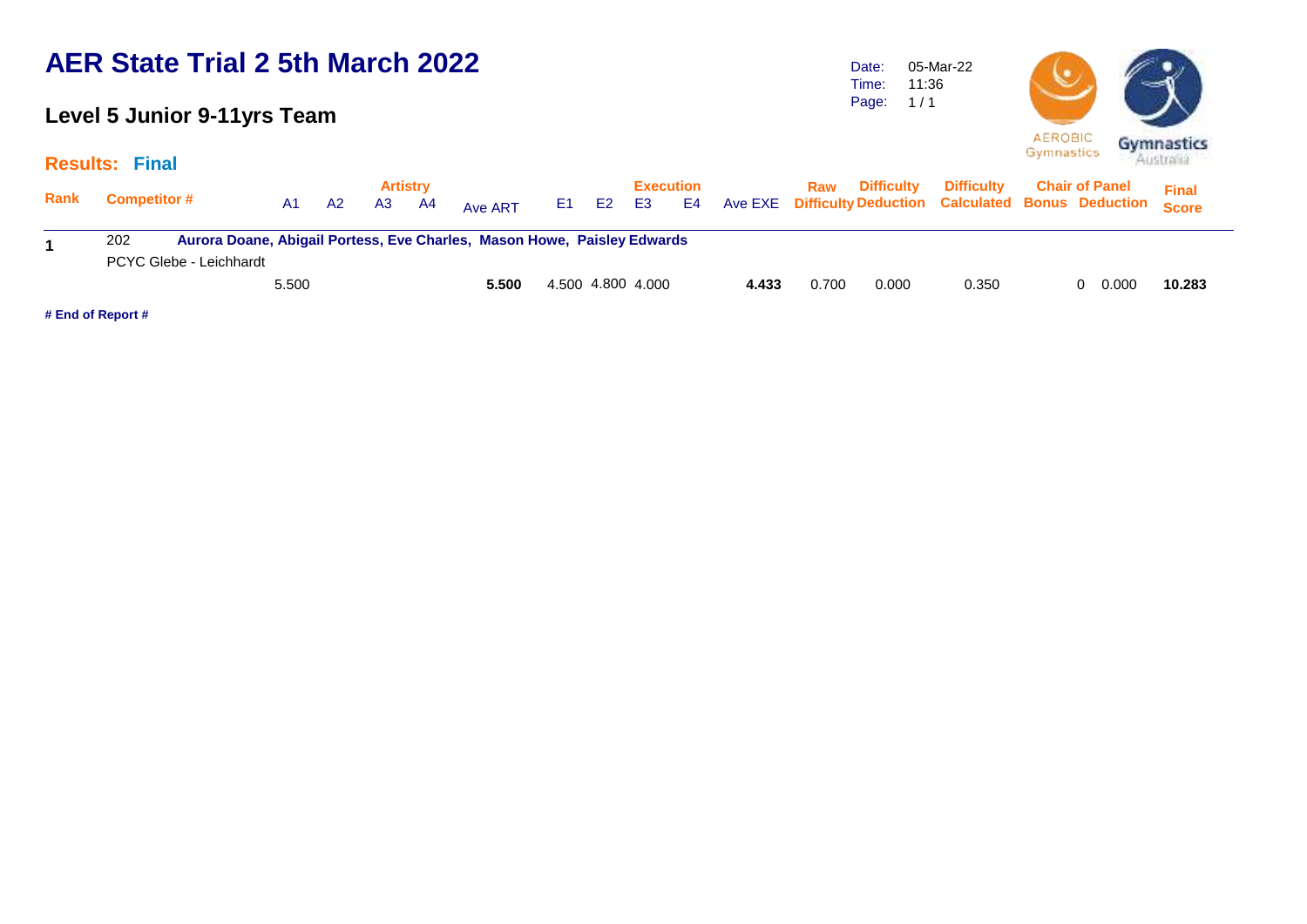# AER State Trial 2 5th March 2022

## Level 5 Junior 9-11yrs Team

Date: 05-Mar-22
Time: 11:36
Page: 1 / 1

AEROBIC Gymnastics
Gymnastics Australia

**Results: Final**

| Rank | Competitor # | A1 | A2 | A3 | A4 | Ave ART | E1 | E2 | E3 | E4 | Ave EXE | Raw Difficulty | Difficulty Deduction | Difficulty Calculated | Chair of Panel Bonus | Chair of Panel Deduction | Final Score |
|---|---|---|---|---|---|---|---|---|---|---|---|---|---|---|---|---|---|
| **1** | 202 **Aurora Doane, Abigail Portess, Eve Charles, Mason Howe, Paisley Edwards** | | | | | | | | | | | | | | | | |
| | PCYC Glebe - Leichhardt | | | | | | | | | | | | | | | | |
| | | 5.500 | | | | **5.500** | 4.500 | 4.800 | 4.000 | | **4.433** | 0.700 | 0.000 | 0.350 | 0 | 0.000 | **10.283** |

**# End of Report #**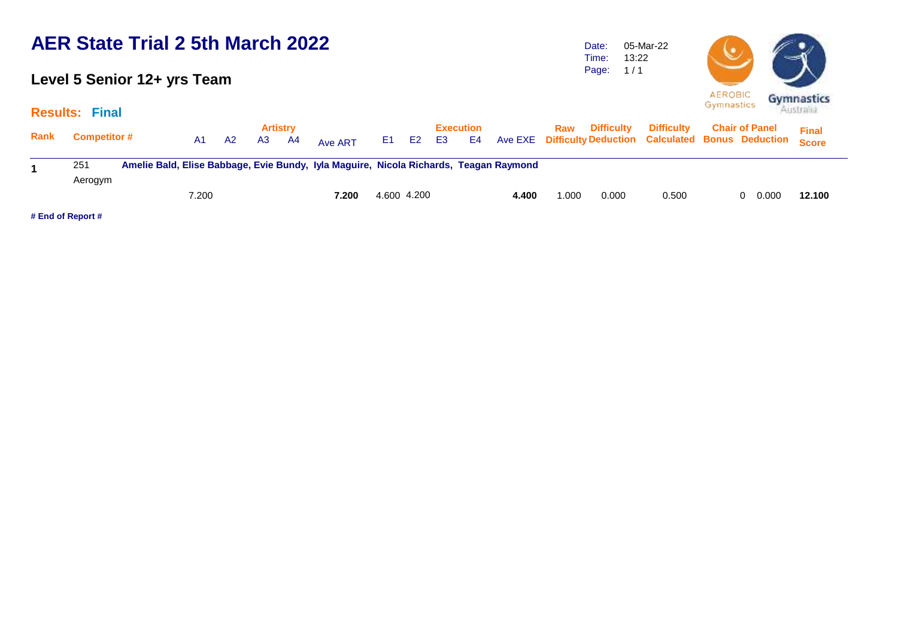# AER State Trial 2 5th March 2022

## Level 5 Senior 12+ yrs Team

Date: 05-Mar-22
Time: 13:22
Page: 1 / 1

**Results: Final**

| Rank | Competitor # | | Artistry | | | | Ave ART | Execution | | | | Ave EXE | Raw Difficulty | Difficulty Deduction | Difficulty Calculated | Chair of Panel | | Final Score |
|---|---|---|---|---|---|---|---|---|---|---|---|---|---|---|---|---|---|---|
| | | | A1 | A2 | A3 | A4 | | E1 | E2 | E3 | E4 | | | | | Bonus | Deduction | |
| **1** | 251 Aerogym | **Amelie Bald, Elise Babbage, Evie Bundy, Iyla Maguire, Nicola Richards, Teagan Raymond** | | | | | | | | | | | | | | | | |
| | | | 7.200 | | | | **7.200** | 4.600 | 4.200 | | | **4.400** | 1.000 | 0.000 | 0.500 | 0 | 0.000 | **12.100** |

**# End of Report #**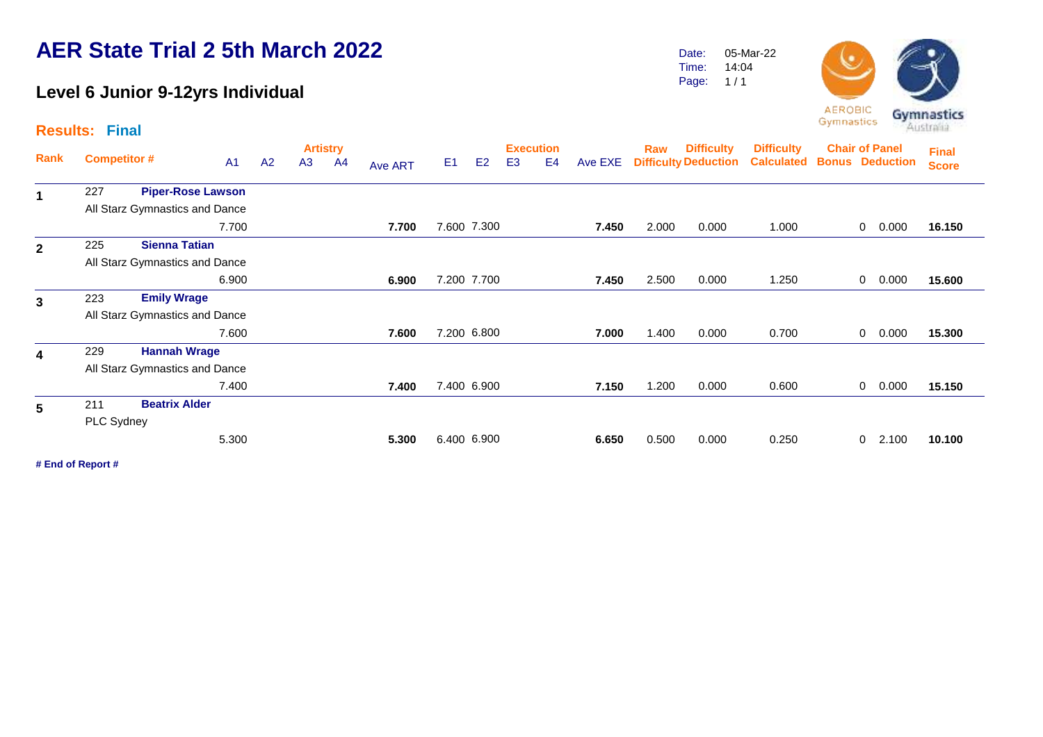# AER State Trial 2 5th March 2022

## Level 6 Junior 9-12yrs Individual

Date: 05-Mar-22
Time: 14:04

**Results: Final**

| Rank | Competitor # | | A1 | A2 | A3 | A4 | Ave ART | E1 | E2 | E3 | E4 | Ave EXE | Raw Difficulty | Difficulty Deduction | Difficulty Calculated | Chair of Panel Bonus | Chair of Panel Deduction | Final Score |
|---|---|---|---|---|---|---|---|---|---|---|---|---|---|---|---|---|---|---|
| 1 | 227 | **Piper-Rose Lawson** | | | | | | | | | | | | | | | | |
| | All Starz Gymnastics and Dance | | | | | | | | | | | | | | | | | |
| | | | 7.700 | | | | **7.700** | 7.600 | 7.300 | | | **7.450** | 2.000 | 0.000 | 1.000 | 0 | 0.000 | **16.150** |
| 2 | 225 | **Sienna Tatian** | | | | | | | | | | | | | | | | |
| | All Starz Gymnastics and Dance | | | | | | | | | | | | | | | | | |
| | | | 6.900 | | | | **6.900** | 7.200 | 7.700 | | | **7.450** | 2.500 | 0.000 | 1.250 | 0 | 0.000 | **15.600** |
| 3 | 223 | **Emily Wrage** | | | | | | | | | | | | | | | | |
| | All Starz Gymnastics and Dance | | | | | | | | | | | | | | | | | |
| | | | 7.600 | | | | **7.600** | 7.200 | 6.800 | | | **7.000** | 1.400 | 0.000 | 0.700 | 0 | 0.000 | **15.300** |
| 4 | 229 | **Hannah Wrage** | | | | | | | | | | | | | | | | |
| | All Starz Gymnastics and Dance | | | | | | | | | | | | | | | | | |
| | | | 7.400 | | | | **7.400** | 7.400 | 6.900 | | | **7.150** | 1.200 | 0.000 | 0.600 | 0 | 0.000 | **15.150** |
| 5 | 211 | **Beatrix Alder** | | | | | | | | | | | | | | | | |
| | PLC Sydney | | | | | | | | | | | | | | | | | |
| | | | 5.300 | | | | **5.300** | 6.400 | 6.900 | | | **6.650** | 0.500 | 0.000 | 0.250 | 0 | 2.100 | **10.100** |

**# End of Report #**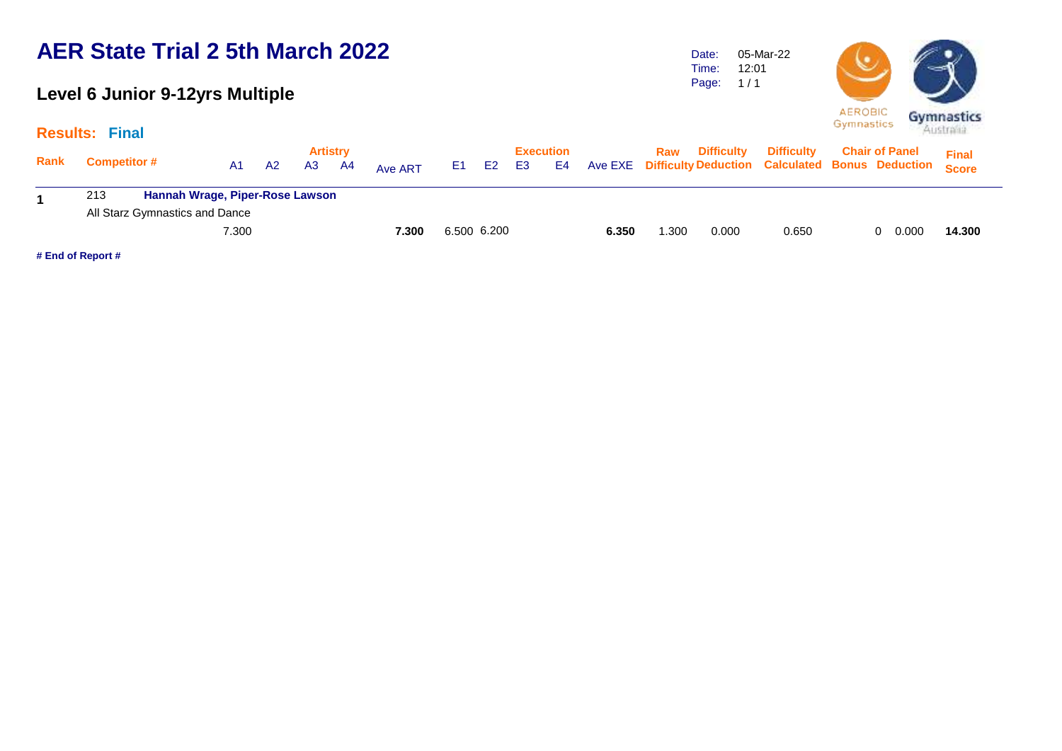# AER State Trial 2 5th March 2022

## Level 6 Junior 9-12yrs Multiple

Date: 05-Mar-22
Time: 12:01
Page: 1 / 1

**Results: Final**

| Rank | Competitor # | | Artistry A1 | A2 | A3 | A4 | Ave ART | Execution E1 | E2 | E3 | E4 | Ave EXE | Raw Difficulty | Difficulty Deduction | Difficulty Calculated | Chair of Panel Bonus | Deduction | Final Score |
|---|---|---|---|---|---|---|---|---|---|---|---|---|---|---|---|---|---|---|
| **1** | 213 | **Hannah Wrage, Piper-Rose Lawson** | | | | | | | | | | | | | | | | |
| | All Starz Gymnastics and Dance | | | | | | | | | | | | | | | | | |
| | | | 7.300 | | | | **7.300** | 6.500 | 6.200 | | | **6.350** | 1.300 | 0.000 | 0.650 | 0 | 0.000 | **14.300** |

**# End of Report #**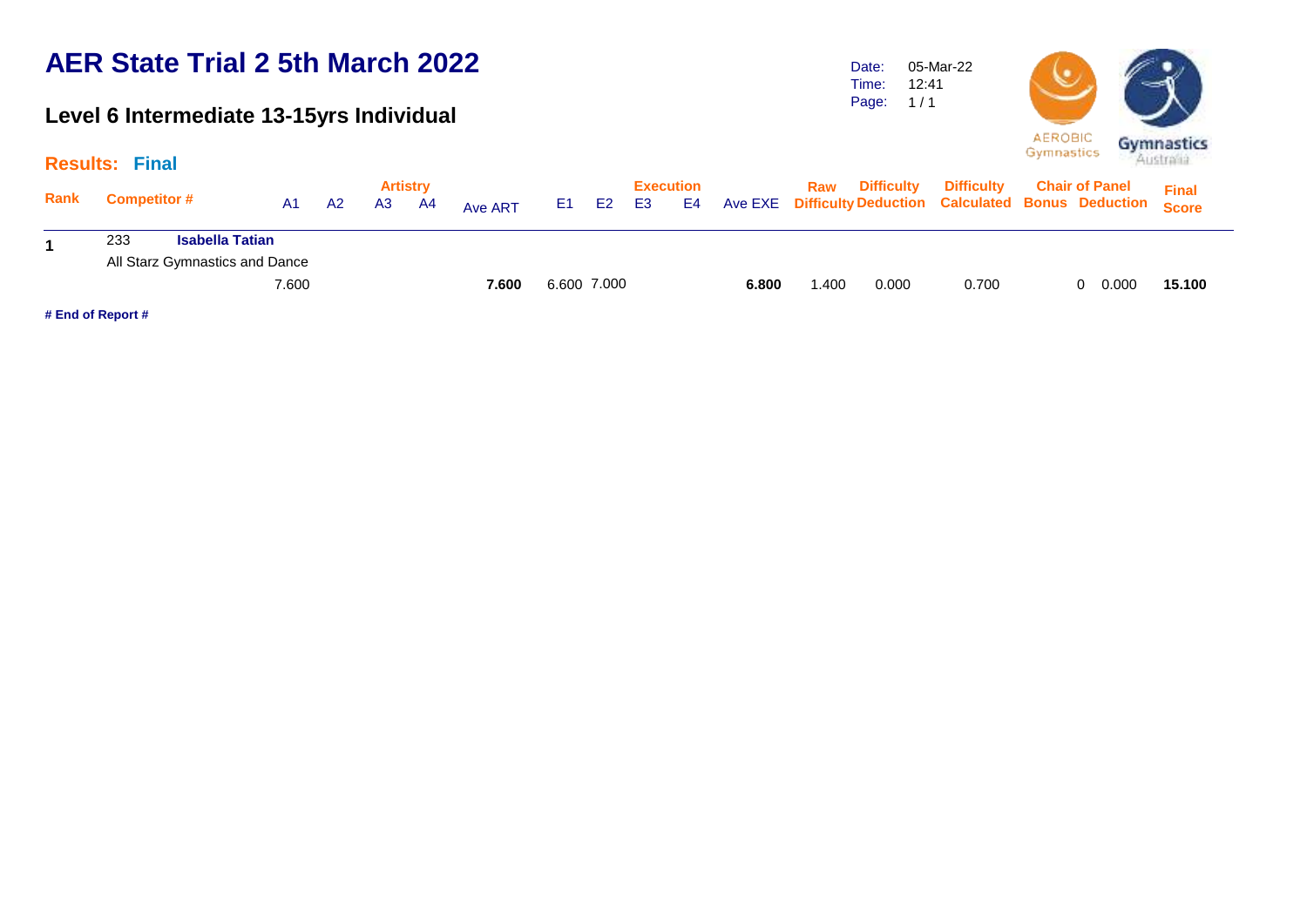# AER State Trial 2 5th March 2022

## Level 6 Intermediate 13-15yrs Individual

Date: 05-Mar-22
Time: 12:41
Page: 1 / 1

**Results: Final**

| Rank | Competitor # | A1 | A2 | A3 | A4 | Ave ART | E1 | E2 | E3 | E4 | Ave EXE | Raw Difficulty | Difficulty Deduction | Difficulty Calculated | Chair of Panel Bonus | Chair of Panel Deduction | Final Score |
|---|---|---|---|---|---|---|---|---|---|---|---|---|---|---|---|---|---|
| **1** | 233 **Isabella Tatian**<br>All Starz Gymnastics and Dance | 7.600 | | | | **7.600** | 6.600 | 7.000 | | | **6.800** | 1.400 | 0.000 | 0.700 | 0 | 0.000 | **15.100** |

**# End of Report #**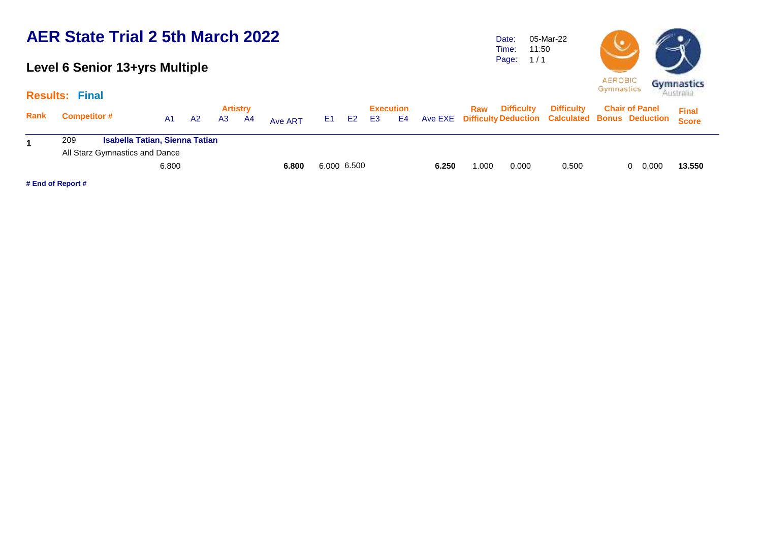# AER State Trial 2 5th March 2022

## Level 6 Senior 13+yrs Multiple

Date: 05-Mar-22
Time: 11:50

**Results: Final**

| Rank | Competitor # | | A1 | A2 | A3 | A4 | Ave ART | E1 | E2 | E3 | E4 | Ave EXE | Raw Difficulty | Difficulty Deduction | Difficulty Calculated | Chair of Panel Bonus | Chair of Panel Deduction | Final Score |
|---|---|---|---|---|---|---|---|---|---|---|---|---|---|---|---|---|---|---|
| | | | Artistry | | | | | Execution | | | | | | | | | | |
| **1** | 209 | **Isabella Tatian, Sienna Tatian** | | | | | | | | | | | | | | | | |
| | All Starz Gymnastics and Dance | | | | | | | | | | | | | | | | | |
| | | | 6.800 | | | | **6.800** | 6.000 | 6.500 | | | **6.250** | 1.000 | 0.000 | 0.500 | 0 | 0.000 | **13.550** |

**# End of Report #**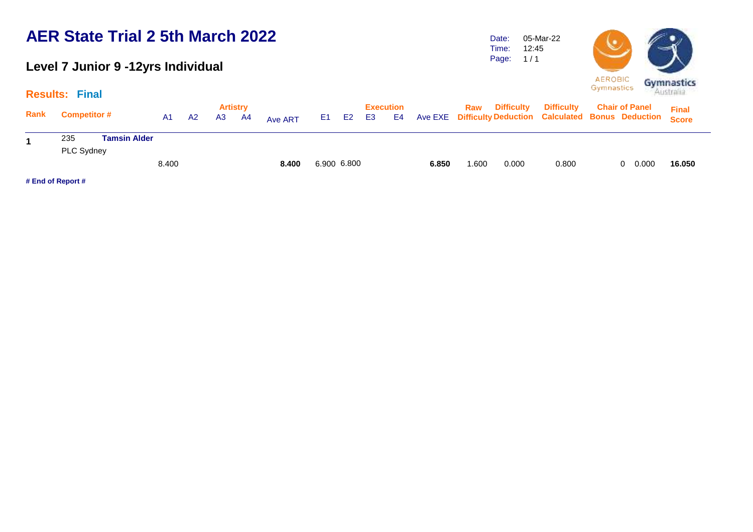# AER State Trial 2 5th March 2022

## Level 7 Junior 9 -12yrs Individual

Date: 05-Mar-22
Time: 12:45

**Results: Final**

| Rank | Competitor # | | Artistry A1 | A2 | A3 | A4 | Ave ART | Execution E1 | E2 | E3 | E4 | Ave EXE | Raw Difficulty | Difficulty Deduction | Difficulty Calculated | Chair of Panel Bonus | Chair of Panel Deduction | Final Score |
|---|---|---|---|---|---|---|---|---|---|---|---|---|---|---|---|---|---|---|
| **1** | 235 | **Tamsin Alder** | | | | | | | | | | | | | | | | |
| | PLC Sydney | | | | | | | | | | | | | | | | | |
| | | | 8.400 | | | | **8.400** | 6.900 | 6.800 | | | **6.850** | 1.600 | 0.000 | 0.800 | 0 | 0.000 | **16.050** |

**# End of Report #**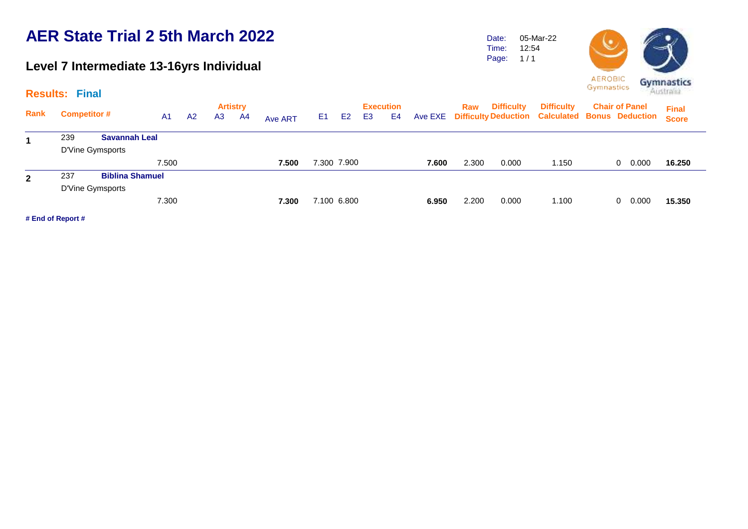# AER State Trial 2 5th March 2022

## Level 7 Intermediate 13-16yrs Individual

Date: 05-Mar-22
Time: 12:54

**Results: Final**

| Rank | Competitor # | | A1 | A2 | A3 | A4 | Ave ART | E1 | E2 | E3 | E4 | Ave EXE | Raw Difficulty | Difficulty Deduction | Difficulty Calculated | Chair of Panel Bonus | Chair of Panel Deduction | Final Score |
|---|---|---|---|---|---|---|---|---|---|---|---|---|---|---|---|---|---|---|
| **1** | 239 | **Savannah Leal** | | | | | | | | | | | | | | | | |
| | D'Vine Gymsports | | | | | | | | | | | | | | | | | |
| | | | 7.500 | | | | **7.500** | 7.300 | 7.900 | | | **7.600** | 2.300 | 0.000 | 1.150 | 0 | 0.000 | **16.250** |
| **2** | 237 | **Biblina Shamuel** | | | | | | | | | | | | | | | | |
| | D'Vine Gymsports | | | | | | | | | | | | | | | | | |
| | | | 7.300 | | | | **7.300** | 7.100 | 6.800 | | | **6.950** | 2.200 | 0.000 | 1.100 | 0 | 0.000 | **15.350** |

**# End of Report #**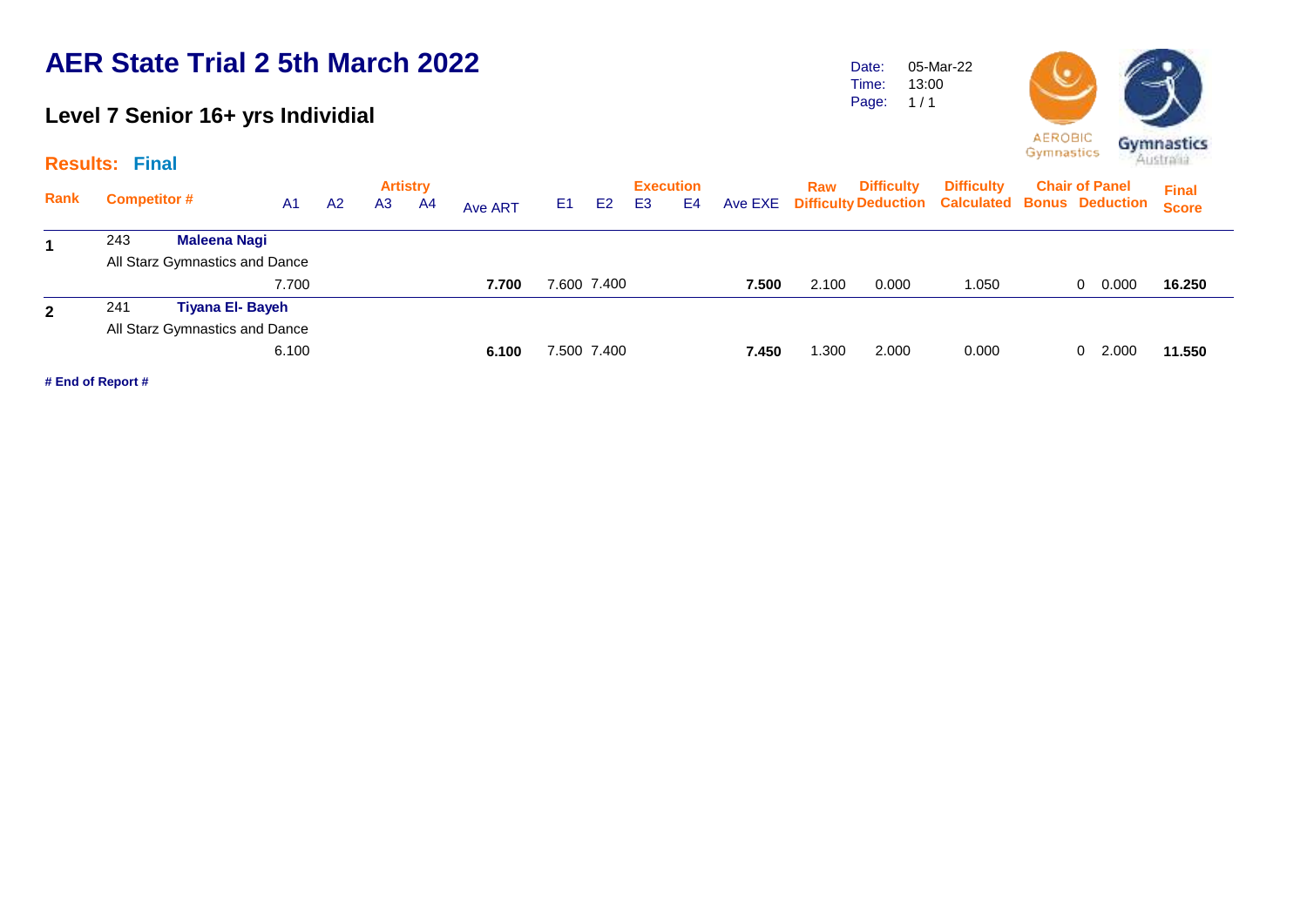# AER State Trial 2 5th March 2022

## Level 7 Senior 16+ yrs Individial

Date: 05-Mar-22
Time: 13:00
Page: 1 / 1

AEROBIC Gymnastics

Gymnastics Australia

### Results: Final

| Rank | Competitor # | A1 | A2 | A3 | A4 | Ave ART | E1 | E2 | E3 | E4 | Ave EXE | Raw Difficulty | Difficulty Deduction | Difficulty Calculated | Chair of Panel Bonus | Chair of Panel Deduction | Final Score |
|---|---|---|---|---|---|---|---|---|---|---|---|---|---|---|---|---|---|
| **1** | 243 **Maleena Nagi** All Starz Gymnastics and Dance | 7.700 | | | | **7.700** | 7.600 | 7.400 | | | **7.500** | 2.100 | 0.000 | 1.050 | 0 | 0.000 | **16.250** |
| **2** | 241 **Tiyana El- Bayeh** All Starz Gymnastics and Dance | 6.100 | | | | **6.100** | 7.500 | 7.400 | | | **7.450** | 1.300 | 2.000 | 0.000 | 0 | 2.000 | **11.550** |

**# End of Report #**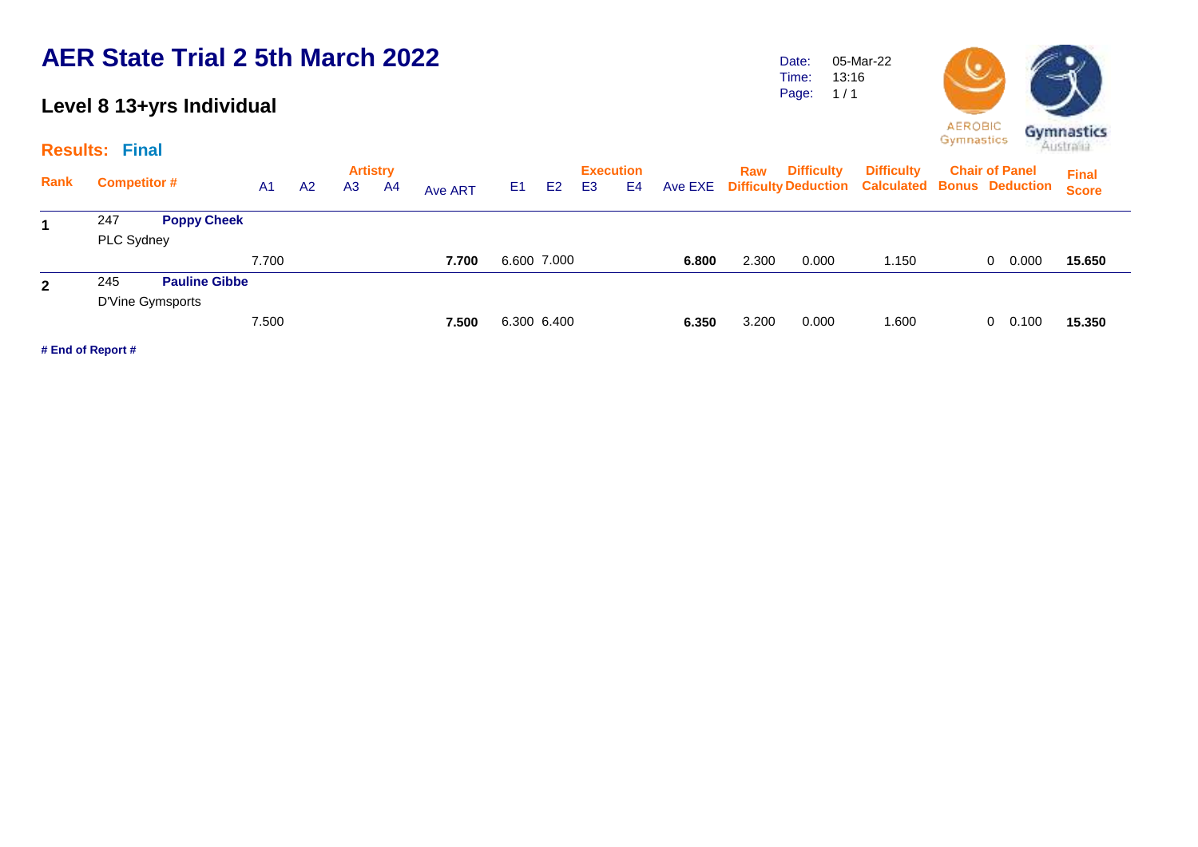# AER State Trial 2 5th March 2022

## Level 8 13+yrs Individual

Date: 05-Mar-22
Time: 13:16
Page: 1 / 1

**Results: Final**

| Rank | Competitor # | | Artistry A1 | A2 | A3 | A4 | Ave ART | Execution E1 | E2 | E3 | E4 | Ave EXE | Raw Difficulty | Difficulty Deduction | Difficulty Calculated | Chair of Panel Bonus | Deduction | Final Score |
|---|---|---|---|---|---|---|---|---|---|---|---|---|---|---|---|---|---|---|
| **1** | 247 | **Poppy Cheek** | | | | | | | | | | | | | | | | |
| | PLC Sydney | | | | | | | | | | | | | | | | | |
| | | | 7.700 | | | | **7.700** | 6.600 | 7.000 | | | **6.800** | 2.300 | 0.000 | 1.150 | 0 | 0.000 | **15.650** |
| **2** | 245 | **Pauline Gibbe** | | | | | | | | | | | | | | | | |
| | D'Vine Gymsports | | | | | | | | | | | | | | | | | |
| | | | 7.500 | | | | **7.500** | 6.300 | 6.400 | | | **6.350** | 3.200 | 0.000 | 1.600 | 0 | 0.100 | **15.350** |

**# End of Report #**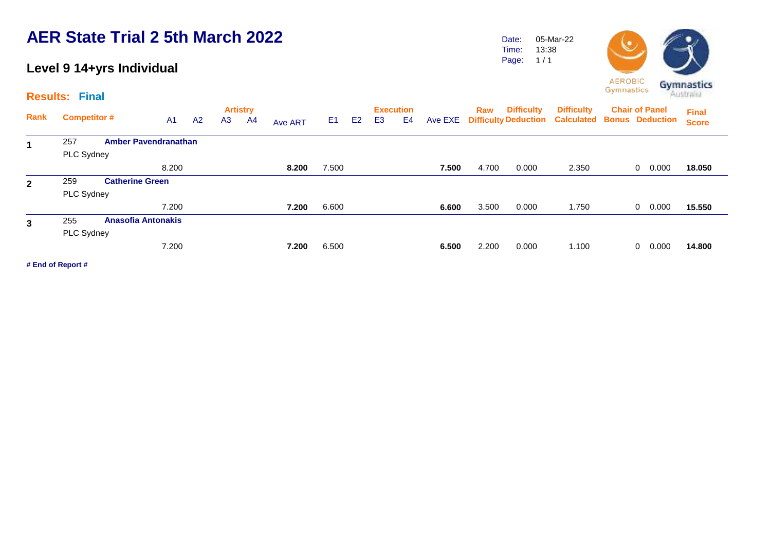# AER State Trial 2 5th March 2022

## Level 9 14+yrs Individual

Date: 05-Mar-22
Time: 13:38
Page: 1 / 1

**Results: Final**

| Rank | Competitor # | | A1 | A2 | A3 | A4 | Ave ART | E1 | E2 | E3 | E4 | Ave EXE | Raw Difficulty | Difficulty Deduction | Difficulty Calculated | Chair of Panel Bonus | Chair of Panel Deduction | Final Score |
|---|---|---|---|---|---|---|---|---|---|---|---|---|---|---|---|---|---|---|
| 1 | 257 | **Amber Pavendranathan** | | | | | | | | | | | | | | | | |
| | PLC Sydney | | | | | | | | | | | | | | | | | |
| | | | 8.200 | | | | **8.200** | 7.500 | | | | **7.500** | 4.700 | 0.000 | 2.350 | 0 | 0.000 | **18.050** |
| 2 | 259 | **Catherine Green** | | | | | | | | | | | | | | | | |
| | PLC Sydney | | | | | | | | | | | | | | | | | |
| | | | 7.200 | | | | **7.200** | 6.600 | | | | **6.600** | 3.500 | 0.000 | 1.750 | 0 | 0.000 | **15.550** |
| 3 | 255 | **Anasofia Antonakis** | | | | | | | | | | | | | | | | |
| | PLC Sydney | | | | | | | | | | | | | | | | | |
| | | | 7.200 | | | | **7.200** | 6.500 | | | | **6.500** | 2.200 | 0.000 | 1.100 | 0 | 0.000 | **14.800** |

**# End of Report #**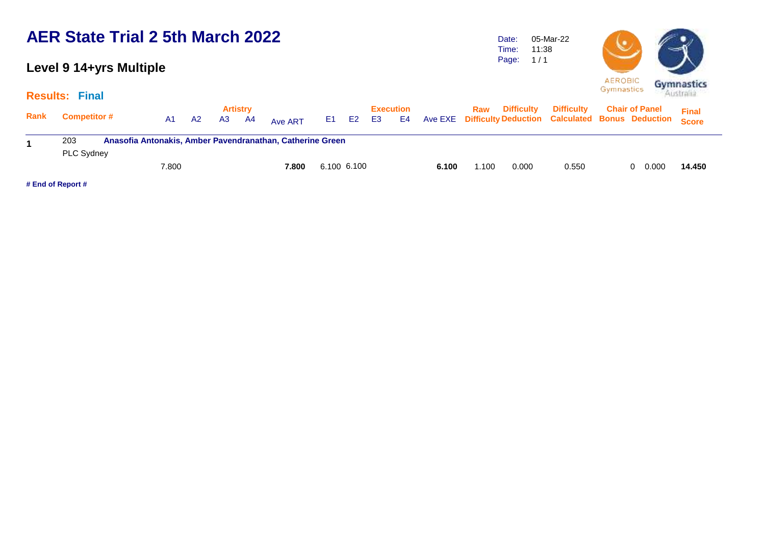# AER State Trial 2 5th March 2022

## Level 9 14+yrs Multiple

Date: 05-Mar-22
Time: 11:38
Page: 1 / 1

**Results: Final**

| Rank | Competitor # | | A1 | A2 | A3 | A4 | Ave ART | E1 | E2 | E3 | E4 | Ave EXE | Raw Difficulty | Difficulty Deduction | Difficulty Calculated | Chair of Panel Bonus | Chair of Panel Deduction | Final Score |
|---|---|---|---|---|---|---|---|---|---|---|---|---|---|---|---|---|---|---|
| **1** | 203 | **Anasofia Antonakis, Amber Pavendranathan, Catherine Green** | | | | | | | | | | | | | | | | |
| | PLC Sydney | | | | | | | | | | | | | | | | | |
| | | | 7.800 | | | | **7.800** | 6.100 | 6.100 | | | **6.100** | 1.100 | 0.000 | 0.550 | 0 | 0.000 | **14.450** |

**# End of Report #**